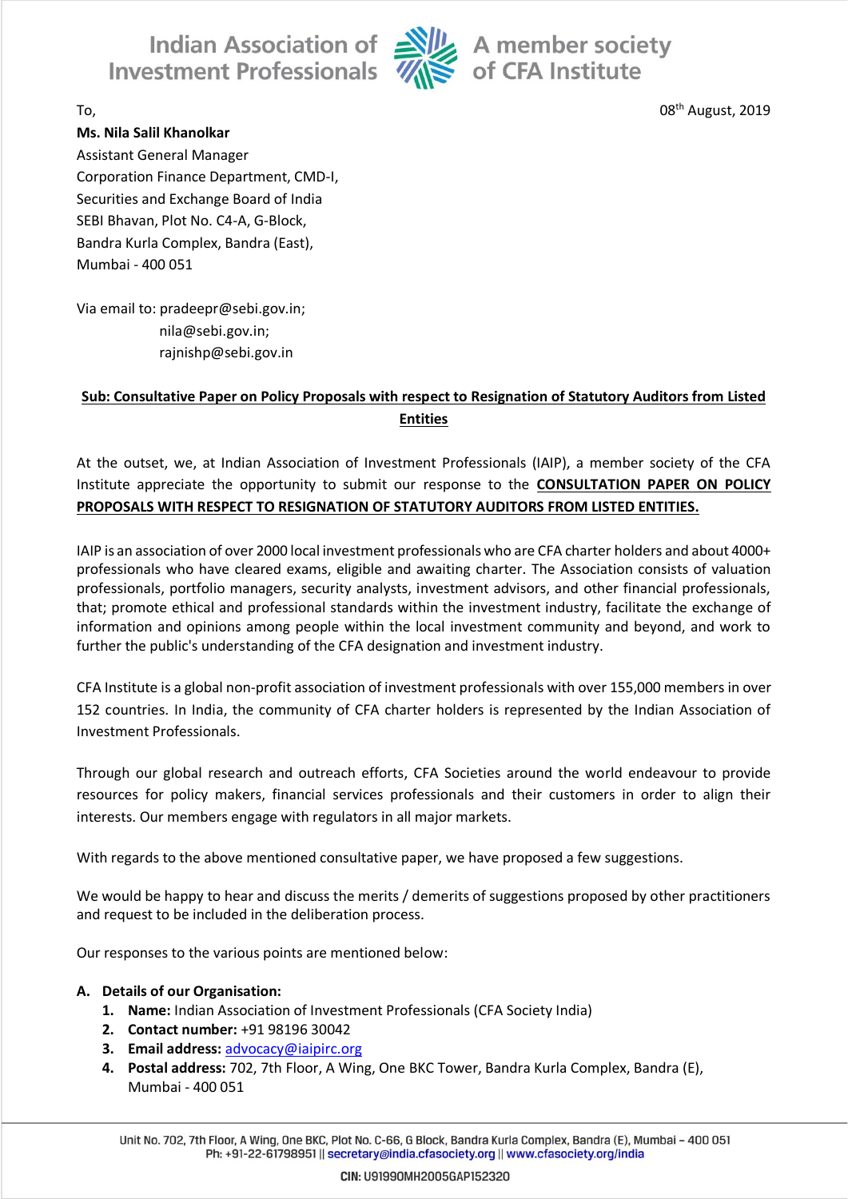To,

08th August, 2019

**Ms. Nila Salil Khanolkar**
Assistant General Manager
Corporation Finance Department, CMD-I,
Securities and Exchange Board of India
SEBI Bhavan, Plot No. C4-A, G-Block,
Bandra Kurla Complex, Bandra (East),
Mumbai - 400 051

Via email to: pradeepr@sebi.gov.in;
nila@sebi.gov.in;
rajnishp@sebi.gov.in

**Sub: Consultative Paper on Policy Proposals with respect to Resignation of Statutory Auditors from Listed Entities**

At the outset, we, at Indian Association of Investment Professionals (IAIP), a member society of the CFA Institute appreciate the opportunity to submit our response to the **CONSULTATION PAPER ON POLICY PROPOSALS WITH RESPECT TO RESIGNATION OF STATUTORY AUDITORS FROM LISTED ENTITIES.**

IAIP is an association of over 2000 local investment professionals who are CFA charter holders and about 4000+ professionals who have cleared exams, eligible and awaiting charter. The Association consists of valuation professionals, portfolio managers, security analysts, investment advisors, and other financial professionals, that; promote ethical and professional standards within the investment industry, facilitate the exchange of information and opinions among people within the local investment community and beyond, and work to further the public's understanding of the CFA designation and investment industry.

CFA Institute is a global non-profit association of investment professionals with over 155,000 members in over 152 countries. In India, the community of CFA charter holders is represented by the Indian Association of Investment Professionals.

Through our global research and outreach efforts, CFA Societies around the world endeavour to provide resources for policy makers, financial services professionals and their customers in order to align their interests. Our members engage with regulators in all major markets.

With regards to the above mentioned consultative paper, we have proposed a few suggestions.

We would be happy to hear and discuss the merits / demerits of suggestions proposed by other practitioners and request to be included in the deliberation process.

Our responses to the various points are mentioned below:

**A. Details of our Organisation:**

1. **Name:** Indian Association of Investment Professionals (CFA Society India)
2. **Contact number:** +91 98196 30042
3. **Email address:** advocacy@iaipirc.org
4. **Postal address:** 702, 7th Floor, A Wing, One BKC Tower, Bandra Kurla Complex, Bandra (E), Mumbai - 400 051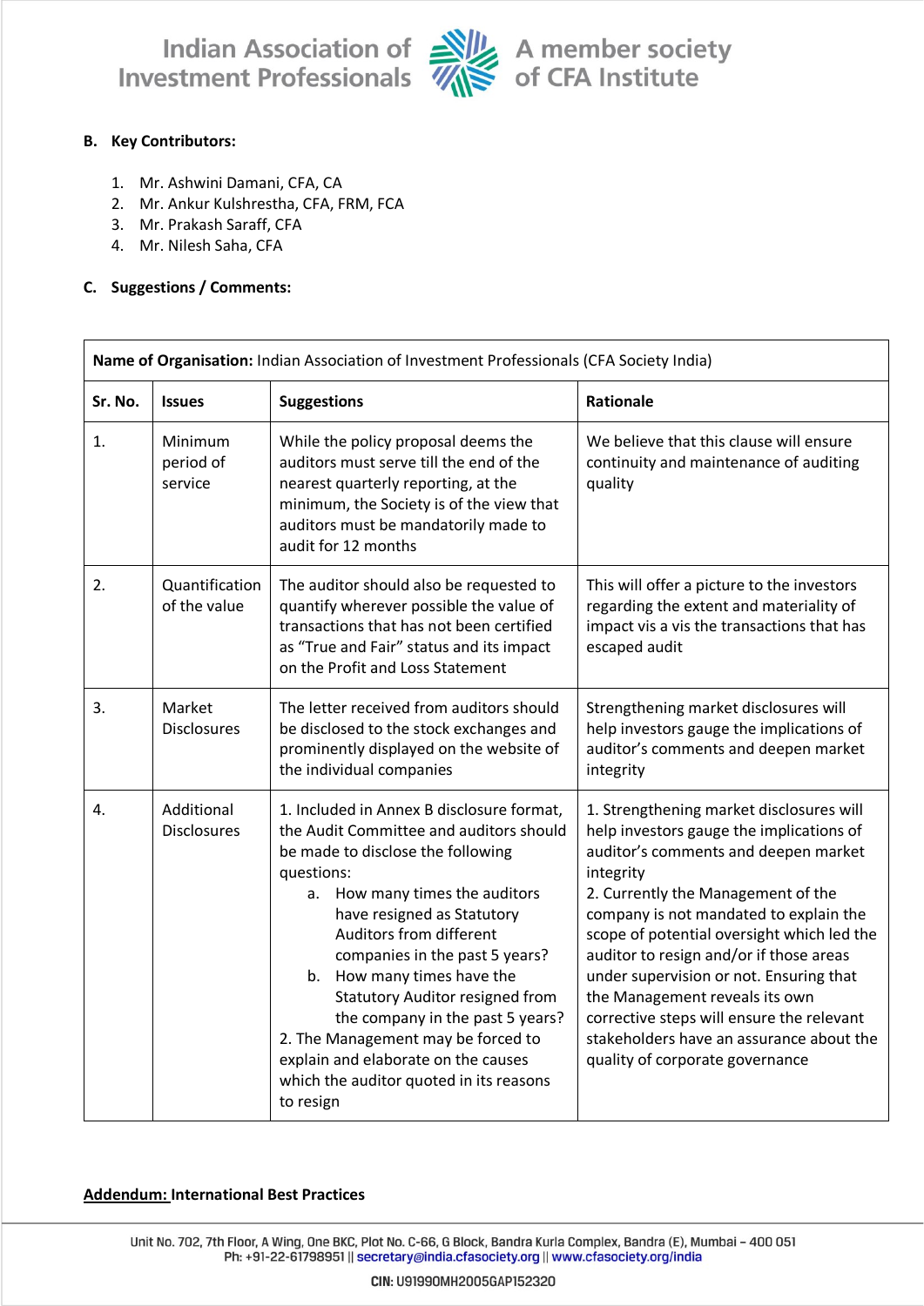**B. Key Contributors:**

1. Mr. Ashwini Damani, CFA, CA
2. Mr. Ankur Kulshrestha, CFA, FRM, FCA
3. Mr. Prakash Saraff, CFA
4. Mr. Nilesh Saha, CFA

**C. Suggestions / Comments:**

| **Name of Organisation:** Indian Association of Investment Professionals (CFA Society India) | | | |
|---|---|---|---|
| **Sr. No.** | **Issues** | **Suggestions** | **Rationale** |
| 1. | Minimum period of service | While the policy proposal deems the auditors must serve till the end of the nearest quarterly reporting, at the minimum, the Society is of the view that auditors must be mandatorily made to audit for 12 months | We believe that this clause will ensure continuity and maintenance of auditing quality |
| 2. | Quantification of the value | The auditor should also be requested to quantify wherever possible the value of transactions that has not been certified as "True and Fair" status and its impact on the Profit and Loss Statement | This will offer a picture to the investors regarding the extent and materiality of impact vis a vis the transactions that has escaped audit |
| 3. | Market Disclosures | The letter received from auditors should be disclosed to the stock exchanges and prominently displayed on the website of the individual companies | Strengthening market disclosures will help investors gauge the implications of auditor's comments and deepen market integrity |
| 4. | Additional Disclosures | 1. Included in Annex B disclosure format, the Audit Committee and auditors should be made to disclose the following questions:<br>a. How many times the auditors have resigned as Statutory Auditors from different companies in the past 5 years?<br>b. How many times have the Statutory Auditor resigned from the company in the past 5 years?<br>2. The Management may be forced to explain and elaborate on the causes which the auditor quoted in its reasons to resign | 1. Strengthening market disclosures will help investors gauge the implications of auditor's comments and deepen market integrity<br>2. Currently the Management of the company is not mandated to explain the scope of potential oversight which led the auditor to resign and/or if those areas under supervision or not. Ensuring that the Management reveals its own corrective steps will ensure the relevant stakeholders have an assurance about the quality of corporate governance |

**Addendum: International Best Practices**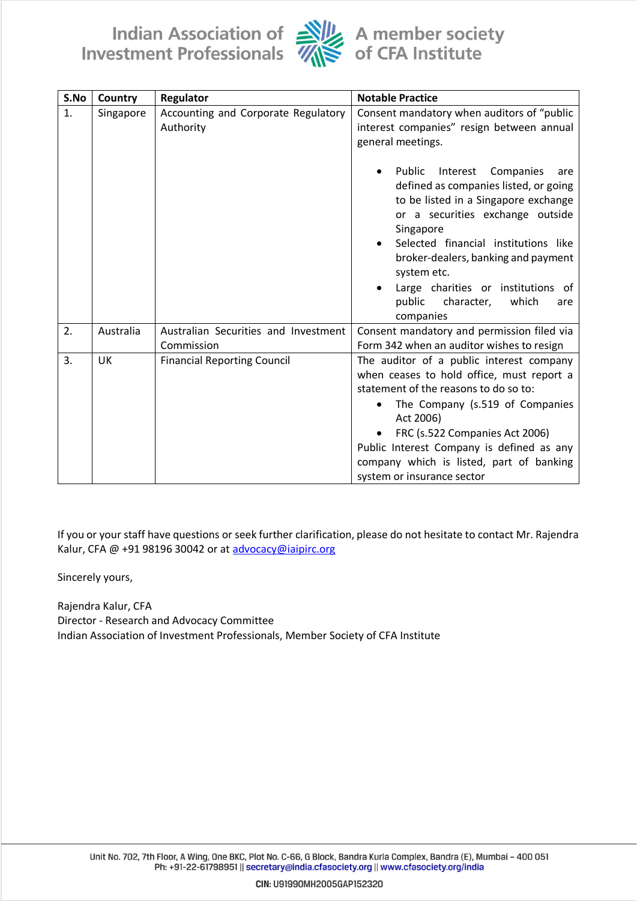| S.No | Country | Regulator | Notable Practice |
| --- | --- | --- | --- |
| 1. | Singapore | Accounting and Corporate Regulatory Authority | Consent mandatory when auditors of "public interest companies" resign between annual general meetings.<br><br>• Public Interest Companies are defined as companies listed, or going to be listed in a Singapore exchange or a securities exchange outside Singapore<br>• Selected financial institutions like broker-dealers, banking and payment system etc.<br>• Large charities or institutions of public character, which are companies |
| 2. | Australia | Australian Securities and Investment Commission | Consent mandatory and permission filed via Form 342 when an auditor wishes to resign |
| 3. | UK | Financial Reporting Council | The auditor of a public interest company when ceases to hold office, must report a statement of the reasons to do so to:<br>• The Company (s.519 of Companies Act 2006)<br>• FRC (s.522 Companies Act 2006)<br>Public Interest Company is defined as any company which is listed, part of banking system or insurance sector |

If you or your staff have questions or seek further clarification, please do not hesitate to contact Mr. Rajendra Kalur, CFA @ +91 98196 30042 or at [advocacy@iaipirc.org](mailto:advocacy@iaipirc.org)

Sincerely yours,

Rajendra Kalur, CFA
Director - Research and Advocacy Committee
Indian Association of Investment Professionals, Member Society of CFA Institute